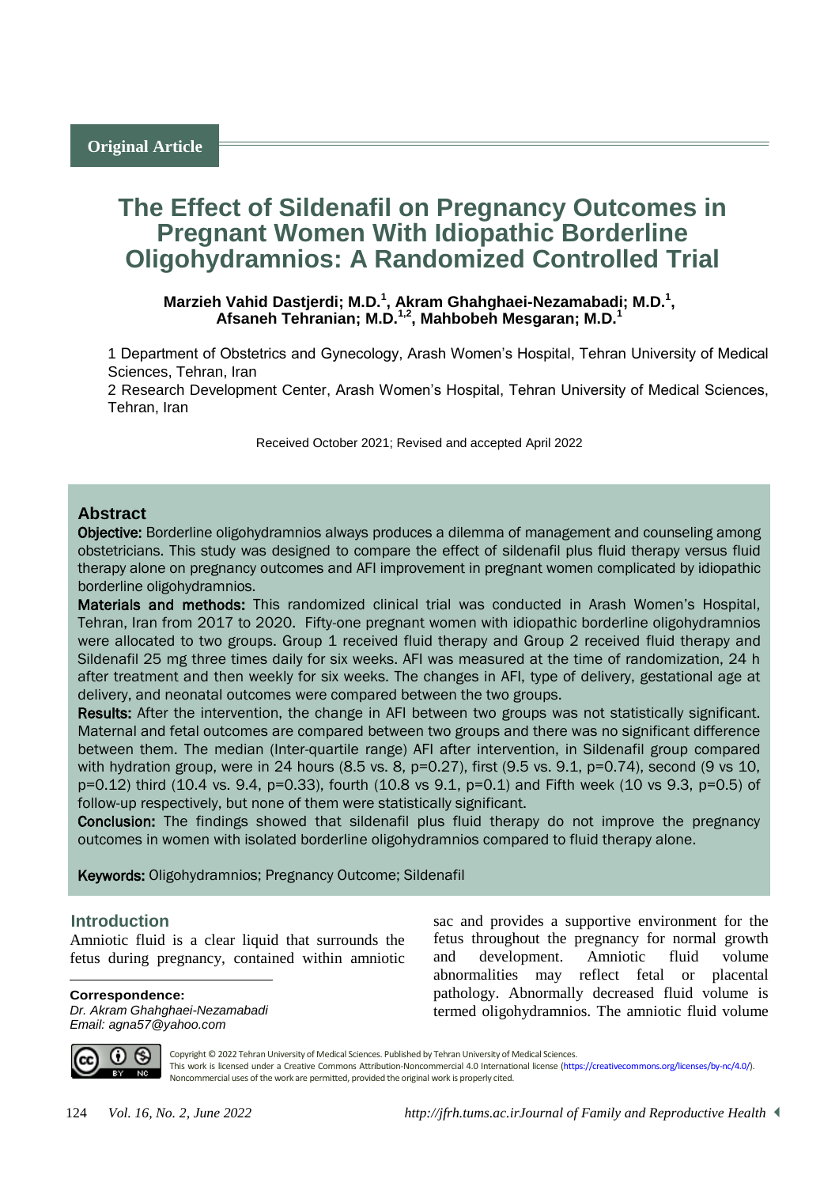Original Article

# The Effect of Sildenafil on Pregnancy Outcomes in Pregnant Women With Idiopathic Borderline Oligohydramnios: A Randomized Controlled Trial

**Marzieh Vahid Dastjerdi; M.D.[1], Akram Ghahghaei-Nezamabadi; M.D.[1], Afsaneh Tehranian; M.D.[1,2], Mahbobeh Mesgaran; M.D.[1]**

1 Department of Obstetrics and Gynecology, Arash Women's Hospital, Tehran University of Medical Sciences, Tehran, Iran

2 Research Development Center, Arash Women's Hospital, Tehran University of Medical Sciences, Tehran, Iran

Received October 2021; Revised and accepted April 2022

## Abstract

**Objective:** Borderline oligohydramnios always produces a dilemma of management and counseling among obstetricians. This study was designed to compare the effect of sildenafil plus fluid therapy versus fluid therapy alone on pregnancy outcomes and AFI improvement in pregnant women complicated by idiopathic borderline oligohydramnios.

**Materials and methods:** This randomized clinical trial was conducted in Arash Women's Hospital, Tehran, Iran from 2017 to 2020. Fifty-one pregnant women with idiopathic borderline oligohydramnios were allocated to two groups. Group 1 received fluid therapy and Group 2 received fluid therapy and Sildenafil 25 mg three times daily for six weeks. AFI was measured at the time of randomization, 24 h after treatment and then weekly for six weeks. The changes in AFI, type of delivery, gestational age at delivery, and neonatal outcomes were compared between the two groups.

**Results:** After the intervention, the change in AFI between two groups was not statistically significant. Maternal and fetal outcomes are compared between two groups and there was no significant difference between them. The median (Inter-quartile range) AFI after intervention, in Sildenafil group compared with hydration group, were in 24 hours (8.5 vs. 8, p=0.27), first (9.5 vs. 9.1, p=0.74), second (9 vs 10, p=0.12) third (10.4 vs. 9.4, p=0.33), fourth (10.8 vs 9.1, p=0.1) and Fifth week (10 vs 9.3, p=0.5) of follow-up respectively, but none of them were statistically significant.

**Conclusion:** The findings showed that sildenafil plus fluid therapy do not improve the pregnancy outcomes in women with isolated borderline oligohydramnios compared to fluid therapy alone.

**Keywords:** Oligohydramnios; Pregnancy Outcome; Sildenafil

## Introduction

Amniotic fluid is a clear liquid that surrounds the fetus during pregnancy, contained within amniotic sac and provides a supportive environment for the fetus throughout the pregnancy for normal growth and development. Amniotic fluid volume abnormalities may reflect fetal or placental pathology. Abnormally decreased fluid volume is termed oligohydramnios. The amniotic fluid volume

**Correspondence:**
*Dr. Akram Ghahghaei-Nezamabadi*
*Email: agna57@yahoo.com*

Copyright © 2022 Tehran University of Medical Sciences. Published by Tehran University of Medical Sciences.
This work is licensed under a Creative Commons Attribution-Noncommercial 4.0 International license (https://creativecommons.org/licenses/by-nc/4.0/). Noncommercial uses of the work are permitted, provided the original work is properly cited.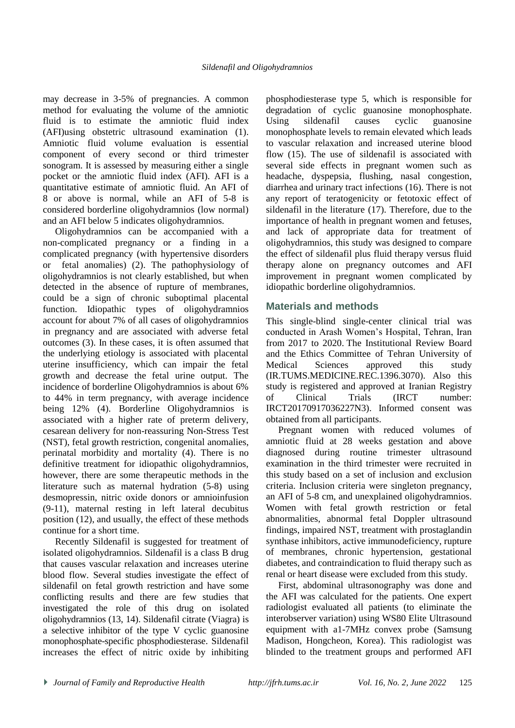may decrease in 3-5% of pregnancies. A common method for evaluating the volume of the amniotic fluid is to estimate the amniotic fluid index (AFI)using obstetric ultrasound examination (1). Amniotic fluid volume evaluation is essential component of every second or third trimester sonogram. It is assessed by measuring either a single pocket or the amniotic fluid index (AFI). AFI is a quantitative estimate of amniotic fluid. An AFI of 8 or above is normal, while an AFI of 5-8 is considered borderline oligohydramnios (low normal) and an AFI below 5 indicates oligohydramnios.

Oligohydramnios can be accompanied with a non-complicated pregnancy or a finding in a complicated pregnancy (with hypertensive disorders or fetal anomalies) (2). The pathophysiology of oligohydramnios is not clearly established, but when detected in the absence of rupture of membranes, could be a sign of chronic suboptimal placental function. Idiopathic types of oligohydramnios account for about 7% of all cases of oligohydramnios in pregnancy and are associated with adverse fetal outcomes (3). In these cases, it is often assumed that the underlying etiology is associated with placental uterine insufficiency, which can impair the fetal growth and decrease the fetal urine output. The incidence of borderline Oligohydramnios is about 6% to 44% in term pregnancy, with average incidence being 12% (4). Borderline Oligohydramnios is associated with a higher rate of preterm delivery, cesarean delivery for non-reassuring Non-Stress Test (NST), fetal growth restriction, congenital anomalies, perinatal morbidity and mortality (4). There is no definitive treatment for idiopathic oligohydramnios, however, there are some therapeutic methods in the literature such as maternal hydration (5-8) using desmopressin, nitric oxide donors or amnioinfusion (9-11), maternal resting in left lateral decubitus position (12), and usually, the effect of these methods continue for a short time.

Recently Sildenafil is suggested for treatment of isolated oligohydramnios. Sildenafil is a class B drug that causes vascular relaxation and increases uterine blood flow. Several studies investigate the effect of sildenafil on fetal growth restriction and have some conflicting results and there are few studies that investigated the role of this drug on isolated oligohydramnios (13, 14). Sildenafil citrate (Viagra) is a selective inhibitor of the type V cyclic guanosine monophosphate-specific phosphodiesterase. Sildenafil increases the effect of nitric oxide by inhibiting phosphodiesterase type 5, which is responsible for degradation of cyclic guanosine monophosphate. Using sildenafil causes cyclic guanosine monophosphate levels to remain elevated which leads to vascular relaxation and increased uterine blood flow (15). The use of sildenafil is associated with several side effects in pregnant women such as headache, dyspepsia, flushing, nasal congestion, diarrhea and urinary tract infections (16). There is not any report of teratogenicity or fetotoxic effect of sildenafil in the literature (17). Therefore, due to the importance of health in pregnant women and fetuses, and lack of appropriate data for treatment of oligohydramnios, this study was designed to compare the effect of sildenafil plus fluid therapy versus fluid therapy alone on pregnancy outcomes and AFI improvement in pregnant women complicated by idiopathic borderline oligohydramnios.

## Materials and methods

This single-blind single-center clinical trial was conducted in Arash Women's Hospital, Tehran, Iran from 2017 to 2020. The Institutional Review Board and the Ethics Committee of Tehran University of Medical Sciences approved this study (IR.TUMS.MEDICINE.REC.1396.3070). Also this study is registered and approved at Iranian Registry of Clinical Trials (IRCT number: IRCT20170917036227N3). Informed consent was obtained from all participants.

Pregnant women with reduced volumes of amniotic fluid at 28 weeks gestation and above diagnosed during routine trimester ultrasound examination in the third trimester were recruited in this study based on a set of inclusion and exclusion criteria. Inclusion criteria were singleton pregnancy, an AFI of 5-8 cm, and unexplained oligohydramnios. Women with fetal growth restriction or fetal abnormalities, abnormal fetal Doppler ultrasound findings, impaired NST, treatment with prostaglandin synthase inhibitors, active immunodeficiency, rupture of membranes, chronic hypertension, gestational diabetes, and contraindication to fluid therapy such as renal or heart disease were excluded from this study.

First, abdominal ultrasonography was done and the AFI was calculated for the patients. One expert radiologist evaluated all patients (to eliminate the interobserver variation) using WS80 Elite Ultrasound equipment with a1-7MHz convex probe (Samsung Madison, Hongcheon, Korea). This radiologist was blinded to the treatment groups and performed AFI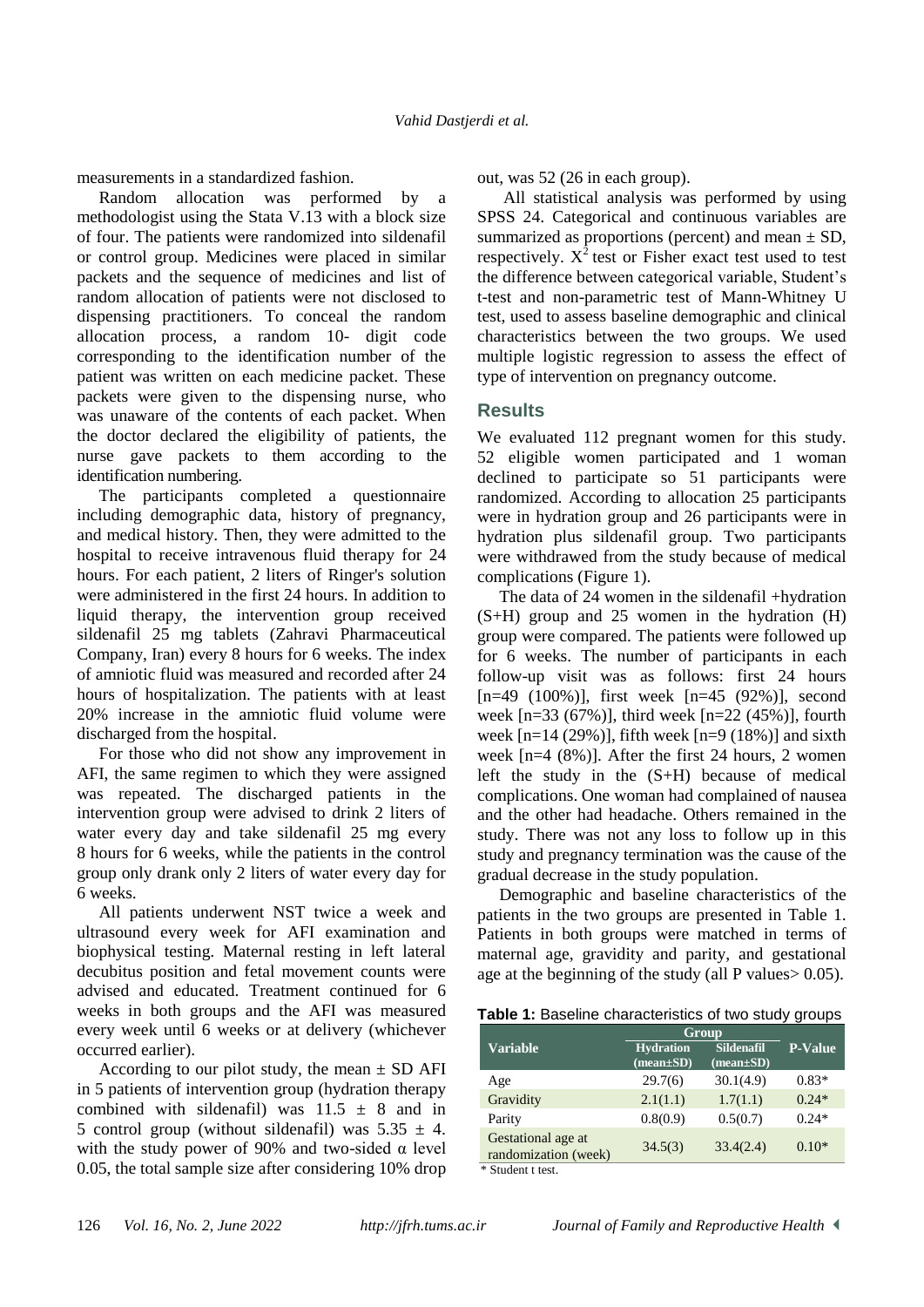measurements in a standardized fashion.

Random allocation was performed by a methodologist using the Stata V.13 with a block size of four. The patients were randomized into sildenafil or control group. Medicines were placed in similar packets and the sequence of medicines and list of random allocation of patients were not disclosed to dispensing practitioners. To conceal the random allocation process, a random 10- digit code corresponding to the identification number of the patient was written on each medicine packet. These packets were given to the dispensing nurse, who was unaware of the contents of each packet. When the doctor declared the eligibility of patients, the nurse gave packets to them according to the identification numbering.

The participants completed a questionnaire including demographic data, history of pregnancy, and medical history. Then, they were admitted to the hospital to receive intravenous fluid therapy for 24 hours. For each patient, 2 liters of Ringer's solution were administered in the first 24 hours. In addition to liquid therapy, the intervention group received sildenafil 25 mg tablets (Zahravi Pharmaceutical Company, Iran) every 8 hours for 6 weeks. The index of amniotic fluid was measured and recorded after 24 hours of hospitalization. The patients with at least 20% increase in the amniotic fluid volume were discharged from the hospital.

For those who did not show any improvement in AFI, the same regimen to which they were assigned was repeated. The discharged patients in the intervention group were advised to drink 2 liters of water every day and take sildenafil 25 mg every 8 hours for 6 weeks, while the patients in the control group only drank only 2 liters of water every day for 6 weeks.

All patients underwent NST twice a week and ultrasound every week for AFI examination and biophysical testing. Maternal resting in left lateral decubitus position and fetal movement counts were advised and educated. Treatment continued for 6 weeks in both groups and the AFI was measured every week until 6 weeks or at delivery (whichever occurred earlier).

According to our pilot study, the mean ± SD AFI in 5 patients of intervention group (hydration therapy combined with sildenafil) was 11.5 ± 8 and in 5 control group (without sildenafil) was 5.35 ± 4. with the study power of 90% and two-sided α level 0.05, the total sample size after considering 10% drop out, was 52 (26 in each group).

All statistical analysis was performed by using SPSS 24. Categorical and continuous variables are summarized as proportions (percent) and mean ± SD, respectively. $X^2$ test or Fisher exact test used to test the difference between categorical variable, Student's t-test and non-parametric test of Mann-Whitney U test, used to assess baseline demographic and clinical characteristics between the two groups. We used multiple logistic regression to assess the effect of type of intervention on pregnancy outcome.

## Results

We evaluated 112 pregnant women for this study. 52 eligible women participated and 1 woman declined to participate so 51 participants were randomized. According to allocation 25 participants were in hydration group and 26 participants were in hydration plus sildenafil group. Two participants were withdrawed from the study because of medical complications (Figure 1).

The data of 24 women in the sildenafil +hydration (S+H) group and 25 women in the hydration (H) group were compared. The patients were followed up for 6 weeks. The number of participants in each follow-up visit was as follows: first 24 hours [n=49 (100%)], first week [n=45 (92%)], second week [n=33 (67%)], third week [n=22 (45%)], fourth week [n=14 (29%)], fifth week [n=9 (18%)] and sixth week [n=4 (8%)]. After the first 24 hours, 2 women left the study in the (S+H) because of medical complications. One woman had complained of nausea and the other had headache. Others remained in the study. There was not any loss to follow up in this study and pregnancy termination was the cause of the gradual decrease in the study population.

Demographic and baseline characteristics of the patients in the two groups are presented in Table 1. Patients in both groups were matched in terms of maternal age, gravidity and parity, and gestational age at the beginning of the study (all P values> 0.05).

**Table 1:** Baseline characteristics of two study groups

| Variable | Group | | P-Value |
|---|---|---|---|
| | Hydration (mean±SD) | Sildenafil (mean±SD) | |
| Age | 29.7(6) | 30.1(4.9) | 0.83* |
| Gravidity | 2.1(1.1) | 1.7(1.1) | 0.24* |
| Parity | 0.8(0.9) | 0.5(0.7) | 0.24* |
| Gestational age at randomization (week) | 34.5(3) | 33.4(2.4) | 0.10* |

\* Student t test.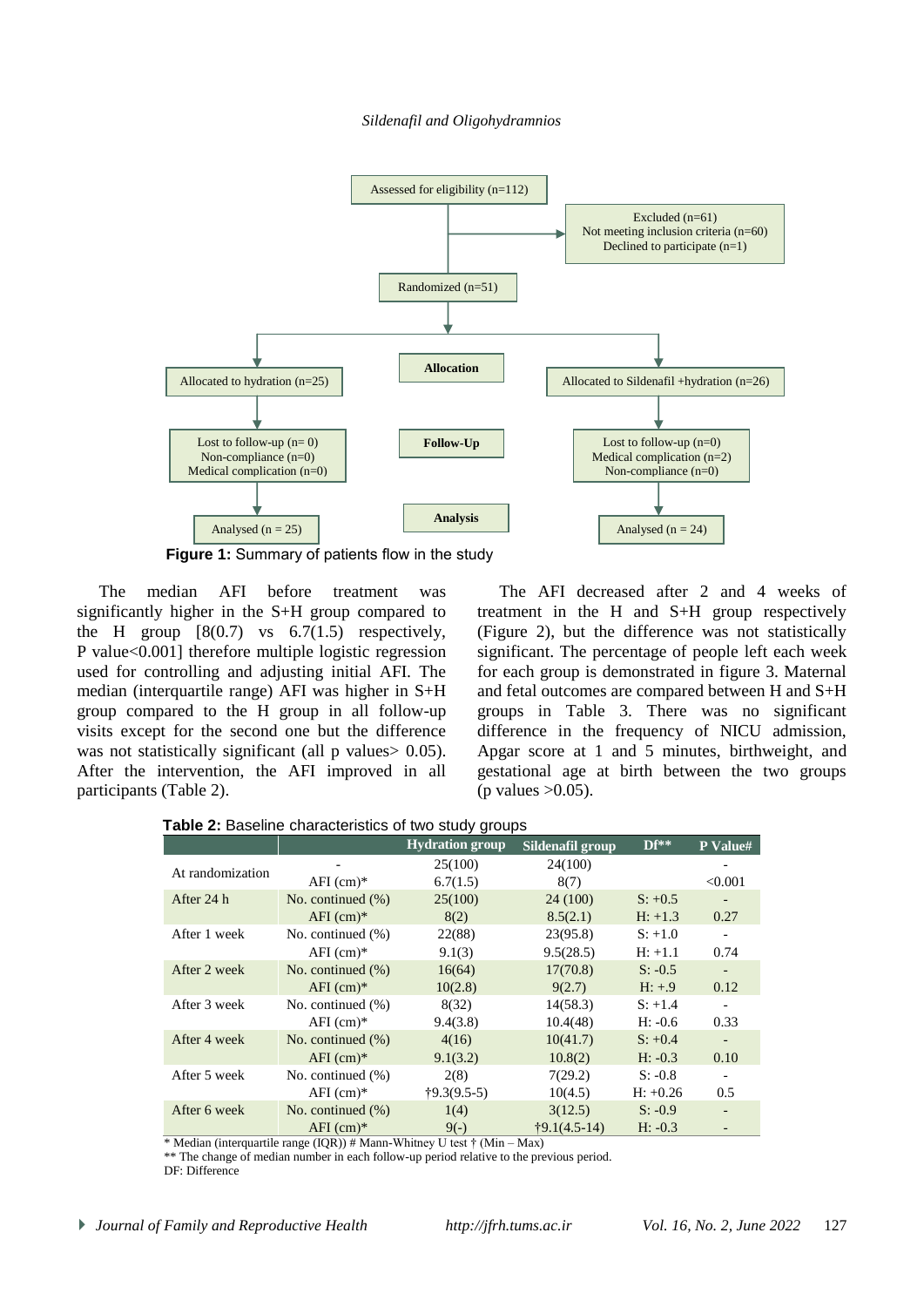**Figure 1:** Summary of patients flow in the study

The median AFI before treatment was significantly higher in the S+H group compared to the H group [8(0.7) vs 6.7(1.5) respectively, P value<0.001] therefore multiple logistic regression used for controlling and adjusting initial AFI. The median (interquartile range) AFI was higher in S+H group compared to the H group in all follow-up visits except for the second one but the difference was not statistically significant (all p values> 0.05). After the intervention, the AFI improved in all participants (Table 2).

The AFI decreased after 2 and 4 weeks of treatment in the H and S+H group respectively (Figure 2), but the difference was not statistically significant. The percentage of people left each week for each group is demonstrated in figure 3. Maternal and fetal outcomes are compared between H and S+H groups in Table 3. There was no significant difference in the frequency of NICU admission, Apgar score at 1 and 5 minutes, birthweight, and gestational age at birth between the two groups (p values >0.05).

**Table 2:** Baseline characteristics of two study groups

| | | Hydration group | Sildenafil group | Df** | P Value# |
|---|---|---|---|---|---|
| At randomization | - | 25(100) | 24(100) | | - |
| | AFI (cm)* | 6.7(1.5) | 8(7) | | <0.001 |
| After 24 h | No. continued (%) | 25(100) | 24 (100) | S: +0.5 | - |
| | AFI (cm)* | 8(2) | 8.5(2.1) | H: +1.3 | 0.27 |
| After 1 week | No. continued (%) | 22(88) | 23(95.8) | S: +1.0 | - |
| | AFI (cm)* | 9.1(3) | 9.5(28.5) | H: +1.1 | 0.74 |
| After 2 week | No. continued (%) | 16(64) | 17(70.8) | S: -0.5 | - |
| | AFI (cm)* | 10(2.8) | 9(2.7) | H: +.9 | 0.12 |
| After 3 week | No. continued (%) | 8(32) | 14(58.3) | S: +1.4 | - |
| | AFI (cm)* | 9.4(3.8) | 10.4(48) | H: -0.6 | 0.33 |
| After 4 week | No. continued (%) | 4(16) | 10(41.7) | S: +0.4 | - |
| | AFI (cm)* | 9.1(3.2) | 10.8(2) | H: -0.3 | 0.10 |
| After 5 week | No. continued (%) | 2(8) | 7(29.2) | S: -0.8 | - |
| | AFI (cm)* | †9.3(9.5-5) | 10(4.5) | H: +0.26 | 0.5 |
| After 6 week | No. continued (%) | 1(4) | 3(12.5) | S: -0.9 | - |
| | AFI (cm)* | 9(-) | †9.1(4.5-14) | H: -0.3 | - |

\* Median (interquartile range (IQR)) # Mann-Whitney U test † (Min – Max)
** The change of median number in each follow-up period relative to the previous period.
DF: Difference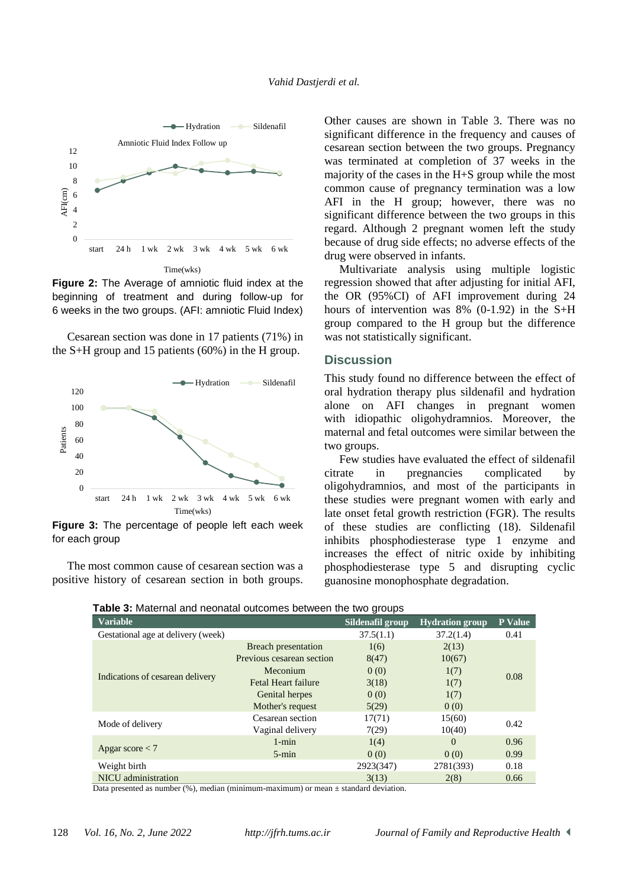**Figure 2:** The Average of amniotic fluid index at the beginning of treatment and during follow-up for 6 weeks in the two groups. (AFI: amniotic Fluid Index)

Cesarean section was done in 17 patients (71%) in the S+H group and 15 patients (60%) in the H group.

**Figure 3:** The percentage of people left each week for each group

The most common cause of cesarean section was a positive history of cesarean section in both groups. Other causes are shown in Table 3. There was no significant difference in the frequency and causes of cesarean section between the two groups. Pregnancy was terminated at completion of 37 weeks in the majority of the cases in the H+S group while the most common cause of pregnancy termination was a low AFI in the H group; however, there was no significant difference between the two groups in this regard. Although 2 pregnant women left the study because of drug side effects; no adverse effects of the drug were observed in infants.

Multivariate analysis using multiple logistic regression showed that after adjusting for initial AFI, the OR (95%CI) of AFI improvement during 24 hours of intervention was 8% (0-1.92) in the S+H group compared to the H group but the difference was not statistically significant.

## Discussion

This study found no difference between the effect of oral hydration therapy plus sildenafil and hydration alone on AFI changes in pregnant women with idiopathic oligohydramnios. Moreover, the maternal and fetal outcomes were similar between the two groups.

Few studies have evaluated the effect of sildenafil citrate in pregnancies complicated by oligohydramnios, and most of the participants in these studies were pregnant women with early and late onset fetal growth restriction (FGR). The results of these studies are conflicting (18). Sildenafil inhibits phosphodiesterase type 1 enzyme and increases the effect of nitric oxide by inhibiting phosphodiesterase type 5 and disrupting cyclic guanosine monophosphate degradation.

**Table 3:** Maternal and neonatal outcomes between the two groups

| Variable | | Sildenafil group | Hydration group | P Value |
|---|---|---|---|---|
| Gestational age at delivery (week) | | 37.5(1.1) | 37.2(1.4) | 0.41 |
| Indications of cesarean delivery | Breach presentation | 1(6) | 2(13) | 0.08 |
| | Previous cesarean section | 8(47) | 10(67) | |
| | Meconium | 0 (0) | 1(7) | |
| | Fetal Heart failure | 3(18) | 1(7) | |
| | Genital herpes | 0 (0) | 1(7) | |
| | Mother's request | 5(29) | 0 (0) | |
| Mode of delivery | Cesarean section | 17(71) | 15(60) | 0.42 |
| | Vaginal delivery | 7(29) | 10(40) | |
| Apgar score < 7 | 1-min | 1(4) | 0 | 0.96 |
| | 5-min | 0 (0) | 0 (0) | 0.99 |
| Weight birth | | 2923(347) | 2781(393) | 0.18 |
| NICU administration | | 3(13) | 2(8) | 0.66 |

Data presented as number (%), median (minimum-maximum) or mean ± standard deviation.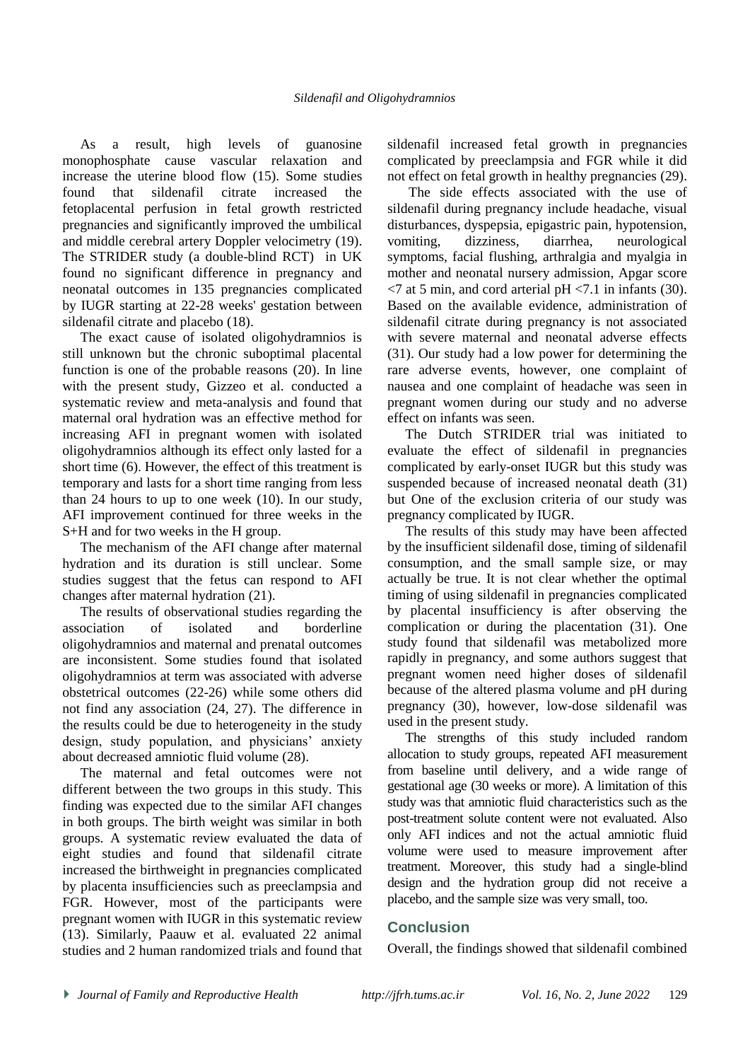As a result, high levels of guanosine monophosphate cause vascular relaxation and increase the uterine blood flow (15). Some studies found that sildenafil citrate increased the fetoplacental perfusion in fetal growth restricted pregnancies and significantly improved the umbilical and middle cerebral artery Doppler velocimetry (19). The STRIDER study (a double-blind RCT) in UK found no significant difference in pregnancy and neonatal outcomes in 135 pregnancies complicated by IUGR starting at 22-28 weeks' gestation between sildenafil citrate and placebo (18).

The exact cause of isolated oligohydramnios is still unknown but the chronic suboptimal placental function is one of the probable reasons (20). In line with the present study, Gizzeo et al. conducted a systematic review and meta-analysis and found that maternal oral hydration was an effective method for increasing AFI in pregnant women with isolated oligohydramnios although its effect only lasted for a short time (6). However, the effect of this treatment is temporary and lasts for a short time ranging from less than 24 hours to up to one week (10). In our study, AFI improvement continued for three weeks in the S+H and for two weeks in the H group.

The mechanism of the AFI change after maternal hydration and its duration is still unclear. Some studies suggest that the fetus can respond to AFI changes after maternal hydration (21).

The results of observational studies regarding the association of isolated and borderline oligohydramnios and maternal and prenatal outcomes are inconsistent. Some studies found that isolated oligohydramnios at term was associated with adverse obstetrical outcomes (22-26) while some others did not find any association (24, 27). The difference in the results could be due to heterogeneity in the study design, study population, and physicians' anxiety about decreased amniotic fluid volume (28).

The maternal and fetal outcomes were not different between the two groups in this study. This finding was expected due to the similar AFI changes in both groups. The birth weight was similar in both groups. A systematic review evaluated the data of eight studies and found that sildenafil citrate increased the birthweight in pregnancies complicated by placenta insufficiencies such as preeclampsia and FGR. However, most of the participants were pregnant women with IUGR in this systematic review (13). Similarly, Paauw et al. evaluated 22 animal studies and 2 human randomized trials and found that sildenafil increased fetal growth in pregnancies complicated by preeclampsia and FGR while it did not effect on fetal growth in healthy pregnancies (29).

The side effects associated with the use of sildenafil during pregnancy include headache, visual disturbances, dyspepsia, epigastric pain, hypotension, vomiting, dizziness, diarrhea, neurological symptoms, facial flushing, arthralgia and myalgia in mother and neonatal nursery admission, Apgar score <7 at 5 min, and cord arterial pH <7.1 in infants (30). Based on the available evidence, administration of sildenafil citrate during pregnancy is not associated with severe maternal and neonatal adverse effects (31). Our study had a low power for determining the rare adverse events, however, one complaint of nausea and one complaint of headache was seen in pregnant women during our study and no adverse effect on infants was seen.

The Dutch STRIDER trial was initiated to evaluate the effect of sildenafil in pregnancies complicated by early-onset IUGR but this study was suspended because of increased neonatal death (31) but One of the exclusion criteria of our study was pregnancy complicated by IUGR.

The results of this study may have been affected by the insufficient sildenafil dose, timing of sildenafil consumption, and the small sample size, or may actually be true. It is not clear whether the optimal timing of using sildenafil in pregnancies complicated by placental insufficiency is after observing the complication or during the placentation (31). One study found that sildenafil was metabolized more rapidly in pregnancy, and some authors suggest that pregnant women need higher doses of sildenafil because of the altered plasma volume and pH during pregnancy (30), however, low-dose sildenafil was used in the present study.

The strengths of this study included random allocation to study groups, repeated AFI measurement from baseline until delivery, and a wide range of gestational age (30 weeks or more). A limitation of this study was that amniotic fluid characteristics such as the post-treatment solute content were not evaluated. Also only AFI indices and not the actual amniotic fluid volume were used to measure improvement after treatment. Moreover, this study had a single-blind design and the hydration group did not receive a placebo, and the sample size was very small, too.

## Conclusion

Overall, the findings showed that sildenafil combined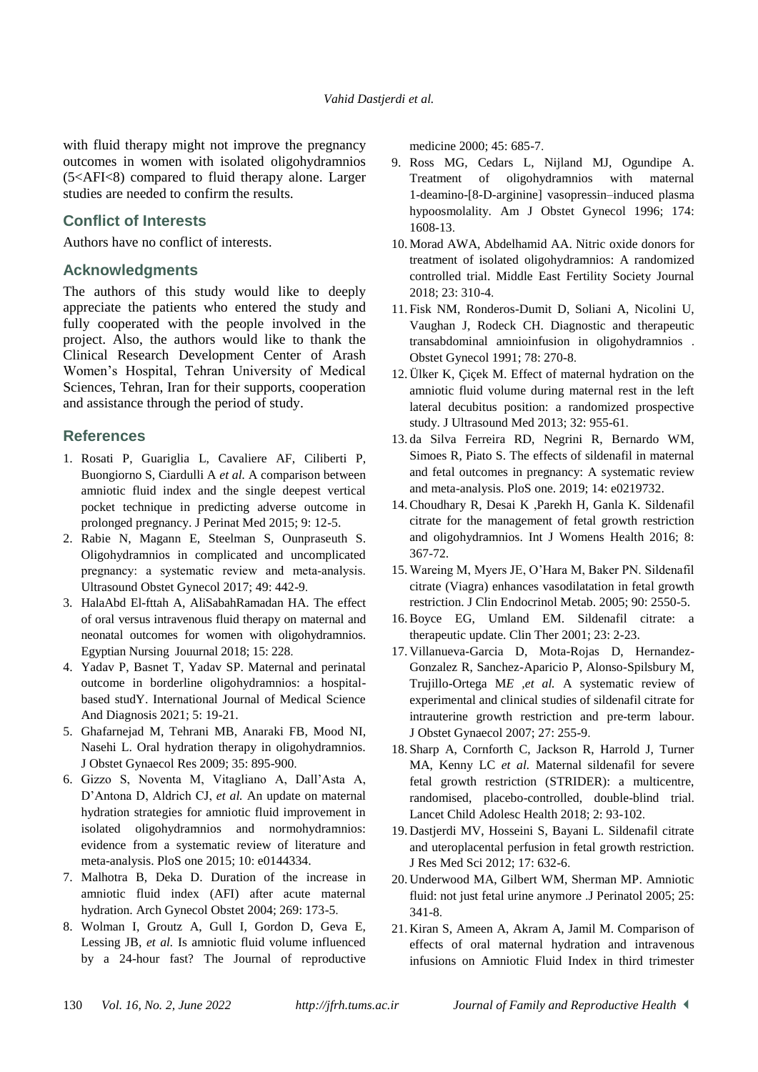with fluid therapy might not improve the pregnancy outcomes in women with isolated oligohydramnios (5<AFI<8) compared to fluid therapy alone. Larger studies are needed to confirm the results.

## Conflict of Interests

Authors have no conflict of interests.

## Acknowledgments

The authors of this study would like to deeply appreciate the patients who entered the study and fully cooperated with the people involved in the project. Also, the authors would like to thank the Clinical Research Development Center of Arash Women's Hospital, Tehran University of Medical Sciences, Tehran, Iran for their supports, cooperation and assistance through the period of study.

## References

1. Rosati P, Guariglia L, Cavaliere AF, Ciliberti P, Buongiorno S, Ciardulli A *et al.* A comparison between amniotic fluid index and the single deepest vertical pocket technique in predicting adverse outcome in prolonged pregnancy. J Perinat Med 2015; 9: 12-5.
2. Rabie N, Magann E, Steelman S, Ounpraseuth S. Oligohydramnios in complicated and uncomplicated pregnancy: a systematic review and meta-analysis. Ultrasound Obstet Gynecol 2017; 49: 442-9.
3. HalaAbd El-fttah A, AliSabahRamadan HA. The effect of oral versus intravenous fluid therapy on maternal and neonatal outcomes for women with oligohydramnios. Egyptian Nursing Jouurnal 2018; 15: 228.
4. Yadav P, Basnet T, Yadav SP. Maternal and perinatal outcome in borderline oligohydramnios: a hospital-based studY. International Journal of Medical Science And Diagnosis 2021; 5: 19-21.
5. Ghafarnejad M, Tehrani MB, Anaraki FB, Mood NI, Nasehi L. Oral hydration therapy in oligohydramnios. J Obstet Gynaecol Res 2009; 35: 895-900.
6. Gizzo S, Noventa M, Vitagliano A, Dall'Asta A, D'Antona D, Aldrich CJ, *et al.* An update on maternal hydration strategies for amniotic fluid improvement in isolated oligohydramnios and normohydramnios: evidence from a systematic review of literature and meta-analysis. PloS one 2015; 10: e0144334.
7. Malhotra B, Deka D. Duration of the increase in amniotic fluid index (AFI) after acute maternal hydration. Arch Gynecol Obstet 2004; 269: 173-5.
8. Wolman I, Groutz A, Gull I, Gordon D, Geva E, Lessing JB, *et al.* Is amniotic fluid volume influenced by a 24-hour fast? The Journal of reproductive medicine 2000; 45: 685-7.
9. Ross MG, Cedars L, Nijland MJ, Ogundipe A. Treatment of oligohydramnios with maternal 1-deamino-[8-D-arginine] vasopressin–induced plasma hypoosmolality. Am J Obstet Gynecol 1996; 174: 1608-13.
10. Morad AWA, Abdelhamid AA. Nitric oxide donors for treatment of isolated oligohydramnios: A randomized controlled trial. Middle East Fertility Society Journal 2018; 23: 310-4.
11. Fisk NM, Ronderos-Dumit D, Soliani A, Nicolini U, Vaughan J, Rodeck CH. Diagnostic and therapeutic transabdominal amnioinfusion in oligohydramnios . Obstet Gynecol 1991; 78: 270-8.
12. Ülker K, Çiçek M. Effect of maternal hydration on the amniotic fluid volume during maternal rest in the left lateral decubitus position: a randomized prospective study. J Ultrasound Med 2013; 32: 955-61.
13. da Silva Ferreira RD, Negrini R, Bernardo WM, Simoes R, Piato S. The effects of sildenafil in maternal and fetal outcomes in pregnancy: A systematic review and meta-analysis. PloS one. 2019; 14: e0219732.
14. Choudhary R, Desai K ,Parekh H, Ganla K. Sildenafil citrate for the management of fetal growth restriction and oligohydramnios. Int J Womens Health 2016; 8: 367-72.
15. Wareing M, Myers JE, O'Hara M, Baker PN. Sildenafil citrate (Viagra) enhances vasodilatation in fetal growth restriction. J Clin Endocrinol Metab. 2005; 90: 2550-5.
16. Boyce EG, Umland EM. Sildenafil citrate: a therapeutic update. Clin Ther 2001; 23: 2-23.
17. Villanueva-Garcia D, Mota-Rojas D, Hernandez-Gonzalez R, Sanchez-Aparicio P, Alonso-Spilsbury M, Trujillo-Ortega M*E ,et al.* A systematic review of experimental and clinical studies of sildenafil citrate for intrauterine growth restriction and pre-term labour. J Obstet Gynaecol 2007; 27: 255-9.
18. Sharp A, Cornforth C, Jackson R, Harrold J, Turner MA, Kenny LC *et al.* Maternal sildenafil for severe fetal growth restriction (STRIDER): a multicentre, randomised, placebo-controlled, double-blind trial. Lancet Child Adolesc Health 2018; 2: 93-102.
19. Dastjerdi MV, Hosseini S, Bayani L. Sildenafil citrate and uteroplacental perfusion in fetal growth restriction. J Res Med Sci 2012; 17: 632-6.
20. Underwood MA, Gilbert WM, Sherman MP. Amniotic fluid: not just fetal urine anymore .J Perinatol 2005; 25: 341-8.
21. Kiran S, Ameen A, Akram A, Jamil M. Comparison of effects of oral maternal hydration and intravenous infusions on Amniotic Fluid Index in third trimester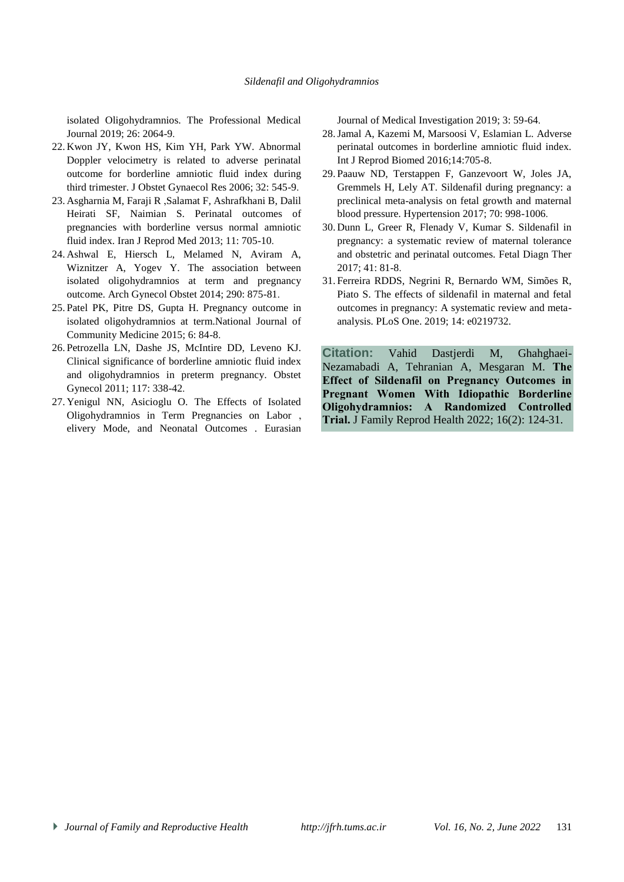isolated Oligohydramnios. The Professional Medical Journal 2019; 26: 2064-9.

22. Kwon JY, Kwon HS, Kim YH, Park YW. Abnormal Doppler velocimetry is related to adverse perinatal outcome for borderline amniotic fluid index during third trimester. J Obstet Gynaecol Res 2006; 32: 545-9.
23. Asgharnia M, Faraji R ,Salamat F, Ashrafkhani B, Dalil Heirati SF, Naimian S. Perinatal outcomes of pregnancies with borderline versus normal amniotic fluid index. Iran J Reprod Med 2013; 11: 705-10.
24. Ashwal E, Hiersch L, Melamed N, Aviram A, Wiznitzer A, Yogev Y. The association between isolated oligohydramnios at term and pregnancy outcome. Arch Gynecol Obstet 2014; 290: 875-81.
25. Patel PK, Pitre DS, Gupta H. Pregnancy outcome in isolated oligohydramnios at term.National Journal of Community Medicine 2015; 6: 84-8.
26. Petrozella LN, Dashe JS, McIntire DD, Leveno KJ. Clinical significance of borderline amniotic fluid index and oligohydramnios in preterm pregnancy. Obstet Gynecol 2011; 117: 338-42.
27. Yenigul NN, Asicioglu O. The Effects of Isolated Oligohydramnios in Term Pregnancies on Labor , elivery Mode, and Neonatal Outcomes . Eurasian Journal of Medical Investigation 2019; 3: 59-64.
28. Jamal A, Kazemi M, Marsoosi V, Eslamian L. Adverse perinatal outcomes in borderline amniotic fluid index. Int J Reprod Biomed 2016;14:705-8.
29. Paauw ND, Terstappen F, Ganzevoort W, Joles JA, Gremmels H, Lely AT. Sildenafil during pregnancy: a preclinical meta-analysis on fetal growth and maternal blood pressure. Hypertension 2017; 70: 998-1006.
30. Dunn L, Greer R, Flenady V, Kumar S. Sildenafil in pregnancy: a systematic review of maternal tolerance and obstetric and perinatal outcomes. Fetal Diagn Ther 2017; 41: 81-8.
31. Ferreira RDDS, Negrini R, Bernardo WM, Simões R, Piato S. The effects of sildenafil in maternal and fetal outcomes in pregnancy: A systematic review and meta-analysis. PLoS One. 2019; 14: e0219732.

**Citation:** Vahid Dastjerdi M, Ghahghaei-Nezamabadi A, Tehranian A, Mesgaran M. **The Effect of Sildenafil on Pregnancy Outcomes in Pregnant Women With Idiopathic Borderline Oligohydramnios: A Randomized Controlled Trial.** J Family Reprod Health 2022; 16(2): 124-31.